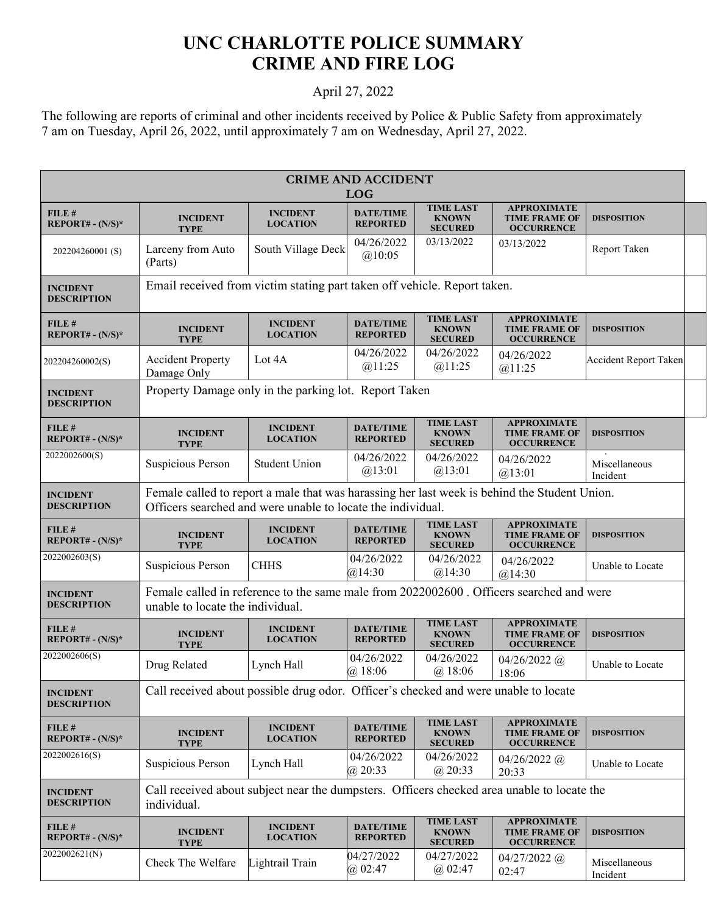# UNC CHARLOTTE POLICE SUMMARY
# CRIME AND FIRE LOG

April 27, 2022

The following are reports of criminal and other incidents received by Police & Public Safety from approximately 7 am on Tuesday, April 26, 2022, until approximately 7 am on Wednesday, April 27, 2022.

## CRIME AND ACCIDENT LOG

| FILE # REPORT# - (N/S)* | INCIDENT TYPE | INCIDENT LOCATION | DATE/TIME REPORTED | TIME LAST KNOWN SECURED | APPROXIMATE TIME FRAME OF OCCURRENCE | DISPOSITION |
|---|---|---|---|---|---|---|
| 202204260001 (S) | Larceny from Auto (Parts) | South Village Deck | 04/26/2022 @10:05 | 03/13/2022 | 03/13/2022 | Report Taken |
| INCIDENT DESCRIPTION | Email received from victim stating part taken off vehicle. Report taken. | | | | | |
| 202204260002(S) | Accident Property Damage Only | Lot 4A | 04/26/2022 @11:25 | 04/26/2022 @11:25 | 04/26/2022 @11:25 | Accident Report Taken |
| INCIDENT DESCRIPTION | Property Damage only in the parking lot. Report Taken | | | | | |
| 2022002600(S) | Suspicious Person | Student Union | 04/26/2022 @13:01 | 04/26/2022 @13:01 | 04/26/2022 @13:01 | Miscellaneous Incident |
| INCIDENT DESCRIPTION | Female called to report a male that was harassing her last week is behind the Student Union. Officers searched and were unable to locate the individual. | | | | | |
| 2022002603(S) | Suspicious Person | CHHS | 04/26/2022 @14:30 | 04/26/2022 @14:30 | 04/26/2022 @14:30 | Unable to Locate |
| INCIDENT DESCRIPTION | Female called in reference to the same male from 2022002600 . Officers searched and were unable to locate the individual. | | | | | |
| 2022002606(S) | Drug Related | Lynch Hall | 04/26/2022 @ 18:06 | 04/26/2022 @ 18:06 | 04/26/2022 @ 18:06 | Unable to Locate |
| INCIDENT DESCRIPTION | Call received about possible drug odor. Officer's checked and were unable to locate | | | | | |
| 2022002616(S) | Suspicious Person | Lynch Hall | 04/26/2022 @ 20:33 | 04/26/2022 @ 20:33 | 04/26/2022 @ 20:33 | Unable to Locate |
| INCIDENT DESCRIPTION | Call received about subject near the dumpsters. Officers checked area unable to locate the individual. | | | | | |
| 2022002621(N) | Check The Welfare | Lightrail Train | 04/27/2022 @ 02:47 | 04/27/2022 @ 02:47 | 04/27/2022 @ 02:47 | Miscellaneous Incident |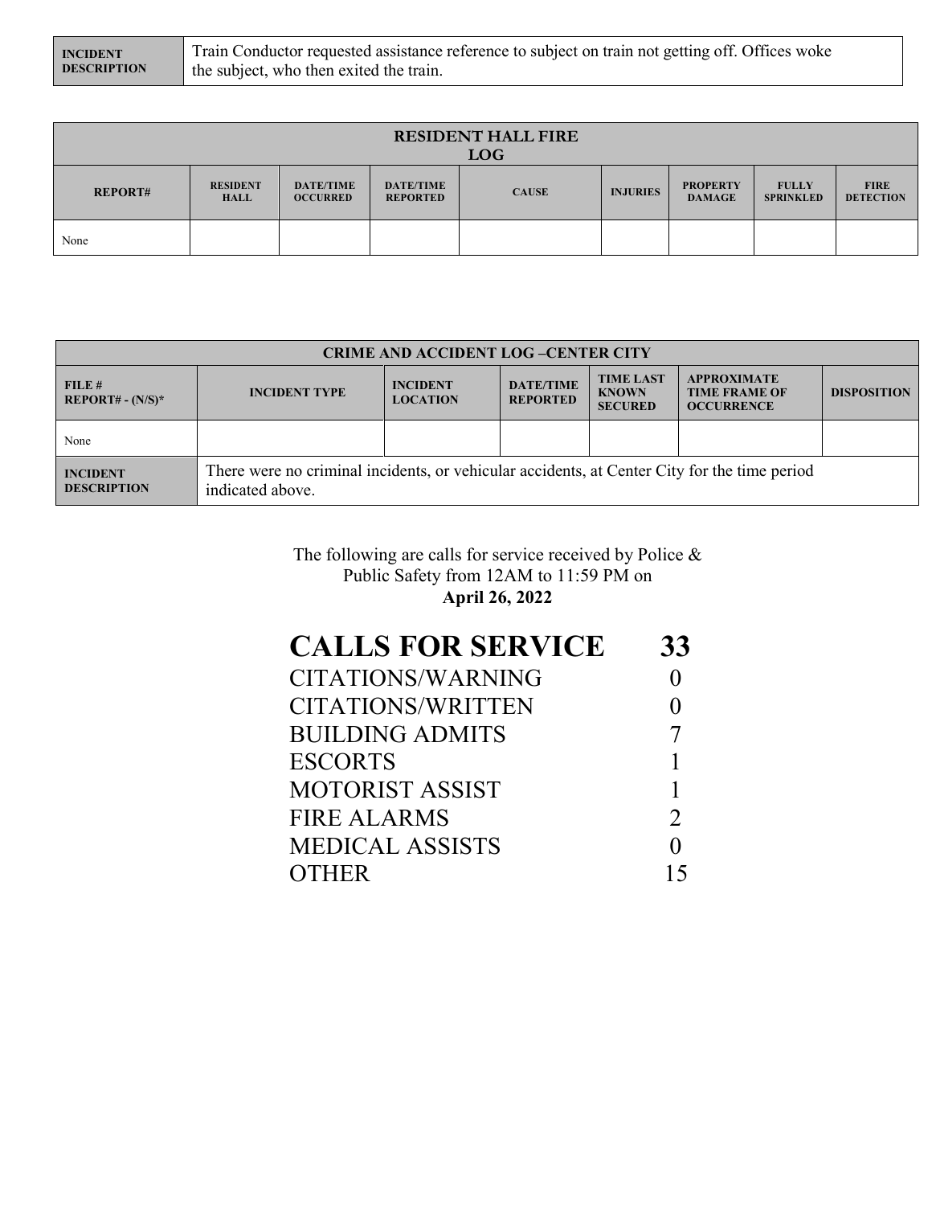| | |
|---|---|
| **INCIDENT DESCRIPTION** | Train Conductor requested assistance reference to subject on train not getting off. Offices woke the subject, who then exited the train. |

| **RESIDENT HALL FIRE LOG** | | | | | | | | |
|---|---|---|---|---|---|---|---|---|
| **REPORT#** | **RESIDENT HALL** | **DATE/TIME OCCURRED** | **DATE/TIME REPORTED** | **CAUSE** | **INJURIES** | **PROPERTY DAMAGE** | **FULLY SPRINKLED** | **FIRE DETECTION** |
| None | | | | | | | | |

| **CRIME AND ACCIDENT LOG –CENTER CITY** | | | | | | |
|---|---|---|---|---|---|---|
| **FILE # REPORT# - (N/S)*** | **INCIDENT TYPE** | **INCIDENT LOCATION** | **DATE/TIME REPORTED** | **TIME LAST KNOWN SECURED** | **APPROXIMATE TIME FRAME OF OCCURRENCE** | **DISPOSITION** |
| None | | | | | | |
| **INCIDENT DESCRIPTION** | There were no criminal incidents, or vehicular accidents, at Center City for the time period indicated above. | | | | | |

The following are calls for service received by Police & Public Safety from 12AM to 11:59 PM on
**April 26, 2022**

| | |
|---|---|
| **CALLS FOR SERVICE** | **33** |
| CITATIONS/WARNING | 0 |
| CITATIONS/WRITTEN | 0 |
| BUILDING ADMITS | 7 |
| ESCORTS | 1 |
| MOTORIST ASSIST | 1 |
| FIRE ALARMS | 2 |
| MEDICAL ASSISTS | 0 |
| OTHER | 15 |